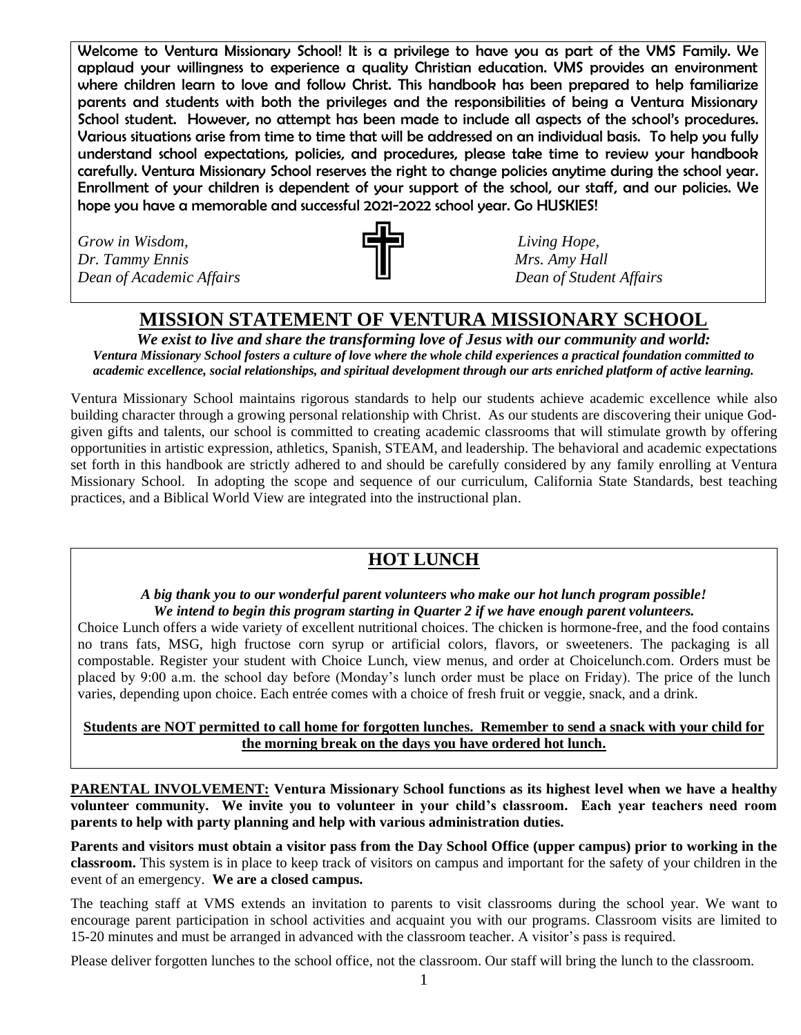Welcome to Ventura Missionary School! It is a privilege to have you as part of the VMS Family. We applaud your willingness to experience a quality Christian education. VMS provides an environment where children learn to love and follow Christ. This handbook has been prepared to help familiarize parents and students with both the privileges and the responsibilities of being a Ventura Missionary School student. However, no attempt has been made to include all aspects of the school's procedures. Various situations arise from time to time that will be addressed on an individual basis. To help you fully understand school expectations, policies, and procedures, please take time to review your handbook carefully. Ventura Missionary School reserves the right to change policies anytime during the school year. Enrollment of your children is dependent of your support of the school, our staff, and our policies. We hope you have a memorable and successful 2021-2022 school year. Go HUSKIES!

*Grow in Wisdom,*
*Dr. Tammy Ennis*
*Dean of Academic Affairs*

*Living Hope,*
*Mrs. Amy Hall*
*Dean of Student Affairs*

# MISSION STATEMENT OF VENTURA MISSIONARY SCHOOL

***We exist to live and share the transforming love of Jesus with our community and world:***
***Ventura Missionary School fosters a culture of love where the whole child experiences a practical foundation committed to academic excellence, social relationships, and spiritual development through our arts enriched platform of active learning.***

Ventura Missionary School maintains rigorous standards to help our students achieve academic excellence while also building character through a growing personal relationship with Christ. As our students are discovering their unique God-given gifts and talents, our school is committed to creating academic classrooms that will stimulate growth by offering opportunities in artistic expression, athletics, Spanish, STEAM, and leadership. The behavioral and academic expectations set forth in this handbook are strictly adhered to and should be carefully considered by any family enrolling at Ventura Missionary School. In adopting the scope and sequence of our curriculum, California State Standards, best teaching practices, and a Biblical World View are integrated into the instructional plan.

## HOT LUNCH

***A big thank you to our wonderful parent volunteers who make our hot lunch program possible!***
***We intend to begin this program starting in Quarter 2 if we have enough parent volunteers.***

Choice Lunch offers a wide variety of excellent nutritional choices. The chicken is hormone-free, and the food contains no trans fats, MSG, high fructose corn syrup or artificial colors, flavors, or sweeteners. The packaging is all compostable. Register your student with Choice Lunch, view menus, and order at Choicelunch.com. Orders must be placed by 9:00 a.m. the school day before (Monday's lunch order must be place on Friday). The price of the lunch varies, depending upon choice. Each entrée comes with a choice of fresh fruit or veggie, snack, and a drink.

**Students are NOT permitted to call home for forgotten lunches. Remember to send a snack with your child for the morning break on the days you have ordered hot lunch.**

**PARENTAL INVOLVEMENT: Ventura Missionary School functions as its highest level when we have a healthy volunteer community. We invite you to volunteer in your child's classroom. Each year teachers need room parents to help with party planning and help with various administration duties.**

**Parents and visitors must obtain a visitor pass from the Day School Office (upper campus) prior to working in the classroom.** This system is in place to keep track of visitors on campus and important for the safety of your children in the event of an emergency. **We are a closed campus.**

The teaching staff at VMS extends an invitation to parents to visit classrooms during the school year. We want to encourage parent participation in school activities and acquaint you with our programs. Classroom visits are limited to 15-20 minutes and must be arranged in advanced with the classroom teacher. A visitor's pass is required.

Please deliver forgotten lunches to the school office, not the classroom. Our staff will bring the lunch to the classroom.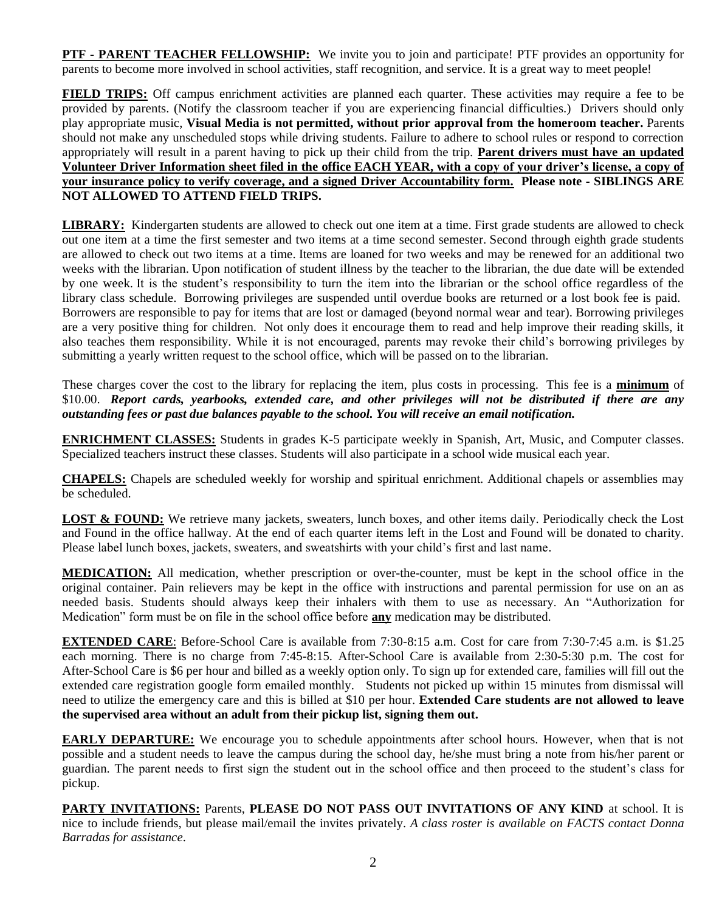**PTF - PARENT TEACHER FELLOWSHIP:** We invite you to join and participate! PTF provides an opportunity for parents to become more involved in school activities, staff recognition, and service. It is a great way to meet people!

**FIELD TRIPS:** Off campus enrichment activities are planned each quarter. These activities may require a fee to be provided by parents. (Notify the classroom teacher if you are experiencing financial difficulties.) Drivers should only play appropriate music, **Visual Media is not permitted, without prior approval from the homeroom teacher.** Parents should not make any unscheduled stops while driving students. Failure to adhere to school rules or respond to correction appropriately will result in a parent having to pick up their child from the trip. **Parent drivers must have an updated Volunteer Driver Information sheet filed in the office EACH YEAR, with a copy of your driver's license, a copy of your insurance policy to verify coverage, and a signed Driver Accountability form. Please note - SIBLINGS ARE NOT ALLOWED TO ATTEND FIELD TRIPS.**

**LIBRARY:** Kindergarten students are allowed to check out one item at a time. First grade students are allowed to check out one item at a time the first semester and two items at a time second semester. Second through eighth grade students are allowed to check out two items at a time. Items are loaned for two weeks and may be renewed for an additional two weeks with the librarian. Upon notification of student illness by the teacher to the librarian, the due date will be extended by one week. It is the student's responsibility to turn the item into the librarian or the school office regardless of the library class schedule. Borrowing privileges are suspended until overdue books are returned or a lost book fee is paid. Borrowers are responsible to pay for items that are lost or damaged (beyond normal wear and tear). Borrowing privileges are a very positive thing for children. Not only does it encourage them to read and help improve their reading skills, it also teaches them responsibility. While it is not encouraged, parents may revoke their child's borrowing privileges by submitting a yearly written request to the school office, which will be passed on to the librarian.

These charges cover the cost to the library for replacing the item, plus costs in processing. This fee is a **minimum** of $10.00. ***Report cards, yearbooks, extended care, and other privileges will not be distributed if there are any outstanding fees or past due balances payable to the school. You will receive an email notification.***

**ENRICHMENT CLASSES:** Students in grades K-5 participate weekly in Spanish, Art, Music, and Computer classes. Specialized teachers instruct these classes. Students will also participate in a school wide musical each year.

**CHAPELS:** Chapels are scheduled weekly for worship and spiritual enrichment. Additional chapels or assemblies may be scheduled.

**LOST & FOUND:** We retrieve many jackets, sweaters, lunch boxes, and other items daily. Periodically check the Lost and Found in the office hallway. At the end of each quarter items left in the Lost and Found will be donated to charity. Please label lunch boxes, jackets, sweaters, and sweatshirts with your child's first and last name.

**MEDICATION:** All medication, whether prescription or over-the-counter, must be kept in the school office in the original container. Pain relievers may be kept in the office with instructions and parental permission for use on an as needed basis. Students should always keep their inhalers with them to use as necessary. An "Authorization for Medication" form must be on file in the school office before **any** medication may be distributed.

**EXTENDED CARE**: Before-School Care is available from 7:30-8:15 a.m. Cost for care from 7:30-7:45 a.m. is $1.25 each morning. There is no charge from 7:45-8:15. After-School Care is available from 2:30-5:30 p.m. The cost for After-School Care is $6 per hour and billed as a weekly option only. To sign up for extended care, families will fill out the extended care registration google form emailed monthly. Students not picked up within 15 minutes from dismissal will need to utilize the emergency care and this is billed at $10 per hour. **Extended Care students are not allowed to leave the supervised area without an adult from their pickup list, signing them out.**

**EARLY DEPARTURE:** We encourage you to schedule appointments after school hours. However, when that is not possible and a student needs to leave the campus during the school day, he/she must bring a note from his/her parent or guardian. The parent needs to first sign the student out in the school office and then proceed to the student's class for pickup.

**PARTY INVITATIONS:** Parents, **PLEASE DO NOT PASS OUT INVITATIONS OF ANY KIND** at school. It is nice to include friends, but please mail/email the invites privately. *A class roster is available on FACTS contact Donna Barradas for assistance.*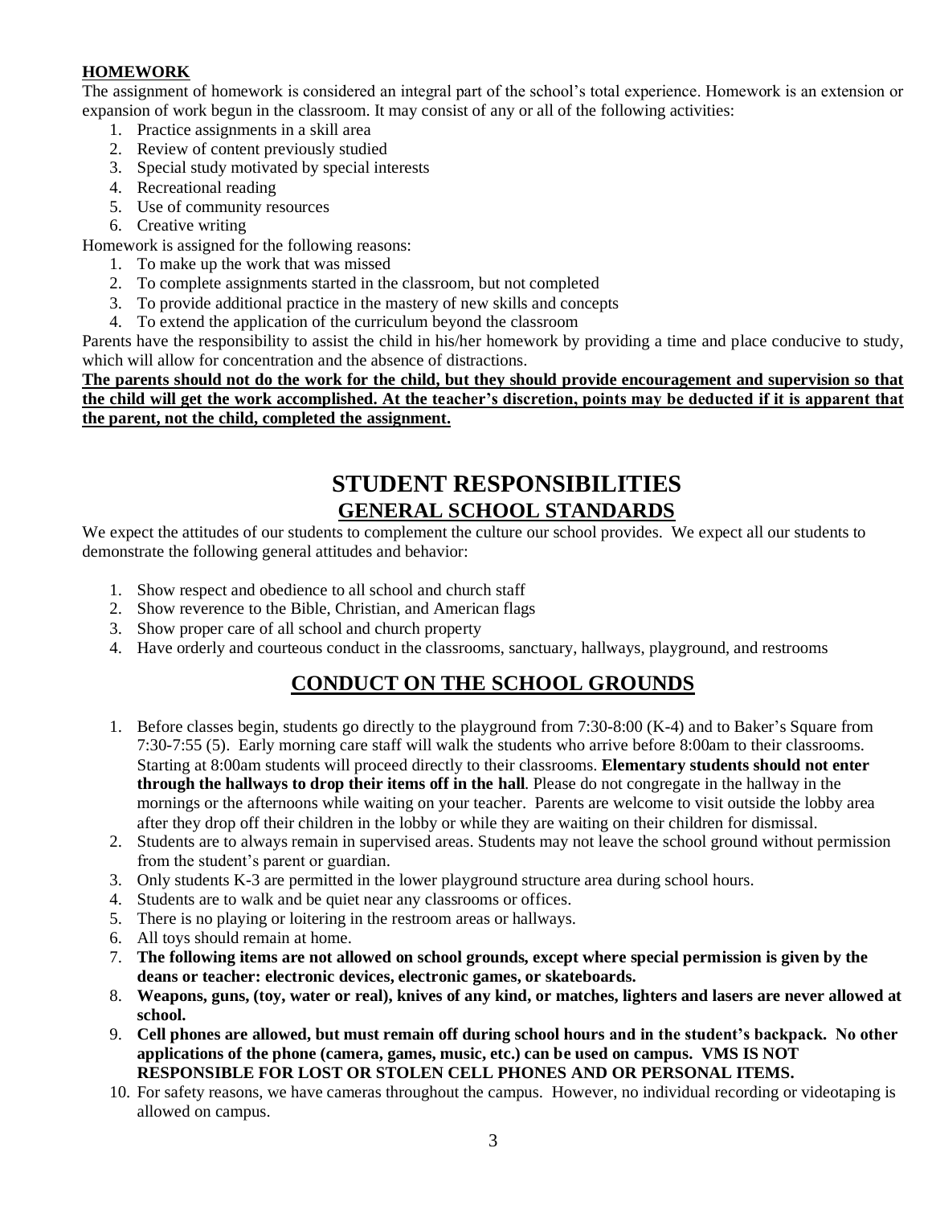**HOMEWORK**

The assignment of homework is considered an integral part of the school's total experience. Homework is an extension or expansion of work begun in the classroom. It may consist of any or all of the following activities:

1. Practice assignments in a skill area
2. Review of content previously studied
3. Special study motivated by special interests
4. Recreational reading
5. Use of community resources
6. Creative writing

Homework is assigned for the following reasons:

1. To make up the work that was missed
2. To complete assignments started in the classroom, but not completed
3. To provide additional practice in the mastery of new skills and concepts
4. To extend the application of the curriculum beyond the classroom

Parents have the responsibility to assist the child in his/her homework by providing a time and place conducive to study, which will allow for concentration and the absence of distractions.

**The parents should not do the work for the child, but they should provide encouragement and supervision so that the child will get the work accomplished. At the teacher's discretion, points may be deducted if it is apparent that the parent, not the child, completed the assignment.**

# STUDENT RESPONSIBILITIES

## GENERAL SCHOOL STANDARDS

We expect the attitudes of our students to complement the culture our school provides. We expect all our students to demonstrate the following general attitudes and behavior:

1. Show respect and obedience to all school and church staff
2. Show reverence to the Bible, Christian, and American flags
3. Show proper care of all school and church property
4. Have orderly and courteous conduct in the classrooms, sanctuary, hallways, playground, and restrooms

## CONDUCT ON THE SCHOOL GROUNDS

1. Before classes begin, students go directly to the playground from 7:30-8:00 (K-4) and to Baker's Square from 7:30-7:55 (5). Early morning care staff will walk the students who arrive before 8:00am to their classrooms. Starting at 8:00am students will proceed directly to their classrooms. **Elementary students should not enter through the hallways to drop their items off in the hall**. Please do not congregate in the hallway in the mornings or the afternoons while waiting on your teacher. Parents are welcome to visit outside the lobby area after they drop off their children in the lobby or while they are waiting on their children for dismissal.
2. Students are to always remain in supervised areas. Students may not leave the school ground without permission from the student's parent or guardian.
3. Only students K-3 are permitted in the lower playground structure area during school hours.
4. Students are to walk and be quiet near any classrooms or offices.
5. There is no playing or loitering in the restroom areas or hallways.
6. All toys should remain at home.
7. **The following items are not allowed on school grounds, except where special permission is given by the deans or teacher: electronic devices, electronic games, or skateboards.**
8. **Weapons, guns, (toy, water or real), knives of any kind, or matches, lighters and lasers are never allowed at school.**
9. **Cell phones are allowed, but must remain off during school hours and in the student's backpack. No other applications of the phone (camera, games, music, etc.) can be used on campus. VMS IS NOT RESPONSIBLE FOR LOST OR STOLEN CELL PHONES AND OR PERSONAL ITEMS.**
10. For safety reasons, we have cameras throughout the campus. However, no individual recording or videotaping is allowed on campus.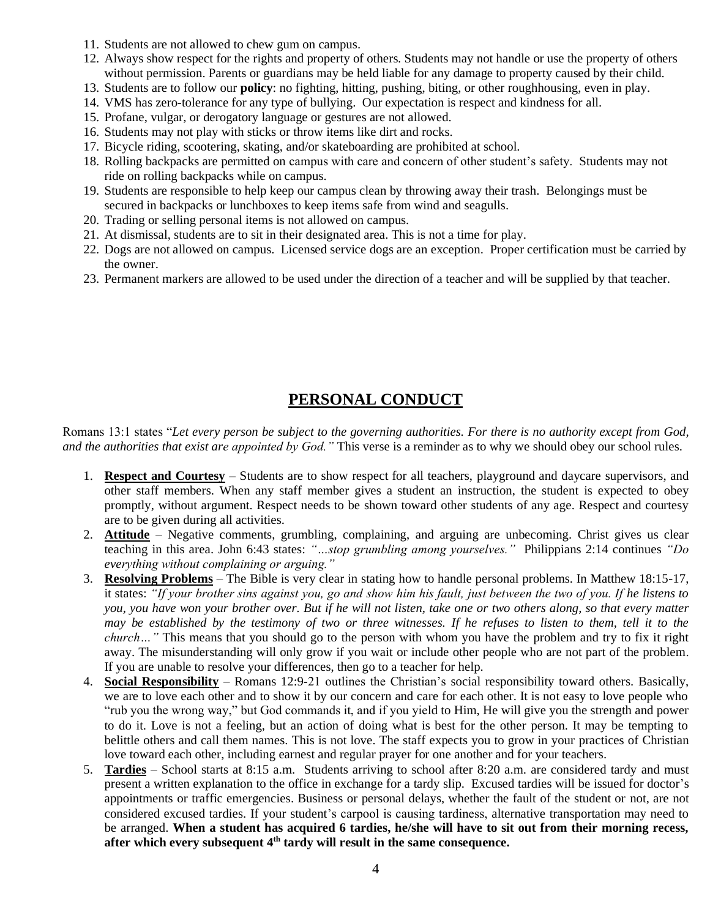11. Students are not allowed to chew gum on campus.
12. Always show respect for the rights and property of others. Students may not handle or use the property of others without permission. Parents or guardians may be held liable for any damage to property caused by their child.
13. Students are to follow our **policy**: no fighting, hitting, pushing, biting, or other roughhousing, even in play.
14. VMS has zero-tolerance for any type of bullying. Our expectation is respect and kindness for all.
15. Profane, vulgar, or derogatory language or gestures are not allowed.
16. Students may not play with sticks or throw items like dirt and rocks.
17. Bicycle riding, scootering, skating, and/or skateboarding are prohibited at school.
18. Rolling backpacks are permitted on campus with care and concern of other student's safety. Students may not ride on rolling backpacks while on campus.
19. Students are responsible to help keep our campus clean by throwing away their trash. Belongings must be secured in backpacks or lunchboxes to keep items safe from wind and seagulls.
20. Trading or selling personal items is not allowed on campus.
21. At dismissal, students are to sit in their designated area. This is not a time for play.
22. Dogs are not allowed on campus. Licensed service dogs are an exception. Proper certification must be carried by the owner.
23. Permanent markers are allowed to be used under the direction of a teacher and will be supplied by that teacher.

## PERSONAL CONDUCT

Romans 13:1 states "*Let every person be subject to the governing authorities. For there is no authority except from God, and the authorities that exist are appointed by God."* This verse is a reminder as to why we should obey our school rules.

1. **Respect and Courtesy** – Students are to show respect for all teachers, playground and daycare supervisors, and other staff members. When any staff member gives a student an instruction, the student is expected to obey promptly, without argument. Respect needs to be shown toward other students of any age. Respect and courtesy are to be given during all activities.
2. **Attitude** – Negative comments, grumbling, complaining, and arguing are unbecoming. Christ gives us clear teaching in this area. John 6:43 states: *"…stop grumbling among yourselves."* Philippians 2:14 continues *"Do everything without complaining or arguing."*
3. **Resolving Problems** – The Bible is very clear in stating how to handle personal problems. In Matthew 18:15-17, it states: *"If your brother sins against you, go and show him his fault, just between the two of you. If he listens to you, you have won your brother over. But if he will not listen, take one or two others along, so that every matter may be established by the testimony of two or three witnesses. If he refuses to listen to them, tell it to the church…"* This means that you should go to the person with whom you have the problem and try to fix it right away. The misunderstanding will only grow if you wait or include other people who are not part of the problem. If you are unable to resolve your differences, then go to a teacher for help.
4. **Social Responsibility** – Romans 12:9-21 outlines the Christian's social responsibility toward others. Basically, we are to love each other and to show it by our concern and care for each other. It is not easy to love people who "rub you the wrong way," but God commands it, and if you yield to Him, He will give you the strength and power to do it. Love is not a feeling, but an action of doing what is best for the other person. It may be tempting to belittle others and call them names. This is not love. The staff expects you to grow in your practices of Christian love toward each other, including earnest and regular prayer for one another and for your teachers.
5. **Tardies** – School starts at 8:15 a.m. Students arriving to school after 8:20 a.m. are considered tardy and must present a written explanation to the office in exchange for a tardy slip. Excused tardies will be issued for doctor's appointments or traffic emergencies. Business or personal delays, whether the fault of the student or not, are not considered excused tardies. If your student's carpool is causing tardiness, alternative transportation may need to be arranged. **When a student has acquired 6 tardies, he/she will have to sit out from their morning recess, after which every subsequent 4th tardy will result in the same consequence.**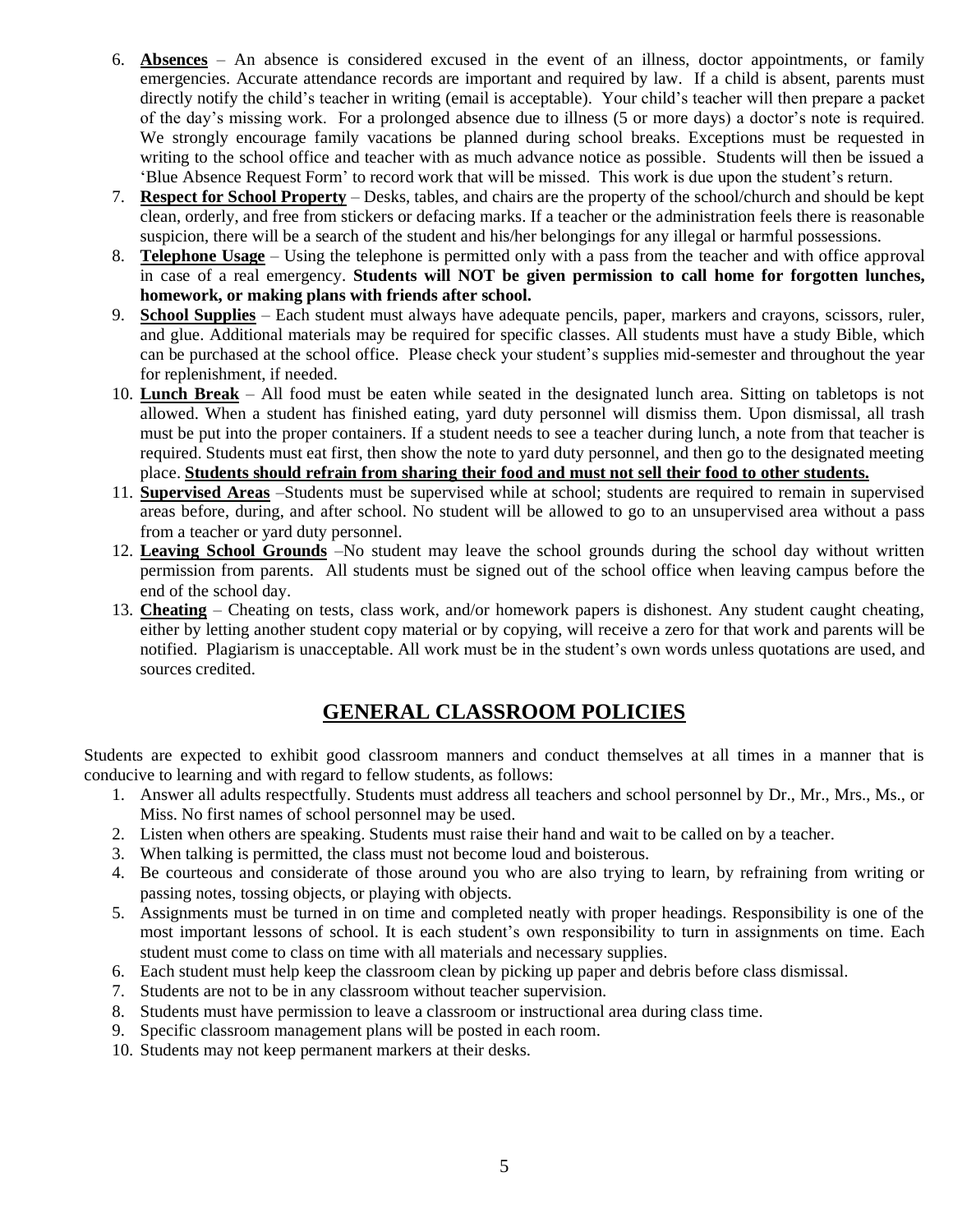6. **Absences** – An absence is considered excused in the event of an illness, doctor appointments, or family emergencies. Accurate attendance records are important and required by law. If a child is absent, parents must directly notify the child's teacher in writing (email is acceptable). Your child's teacher will then prepare a packet of the day's missing work. For a prolonged absence due to illness (5 or more days) a doctor's note is required. We strongly encourage family vacations be planned during school breaks. Exceptions must be requested in writing to the school office and teacher with as much advance notice as possible. Students will then be issued a 'Blue Absence Request Form' to record work that will be missed. This work is due upon the student's return.
7. **Respect for School Property** – Desks, tables, and chairs are the property of the school/church and should be kept clean, orderly, and free from stickers or defacing marks. If a teacher or the administration feels there is reasonable suspicion, there will be a search of the student and his/her belongings for any illegal or harmful possessions.
8. **Telephone Usage** – Using the telephone is permitted only with a pass from the teacher and with office approval in case of a real emergency. **Students will NOT be given permission to call home for forgotten lunches, homework, or making plans with friends after school.**
9. **School Supplies** – Each student must always have adequate pencils, paper, markers and crayons, scissors, ruler, and glue. Additional materials may be required for specific classes. All students must have a study Bible, which can be purchased at the school office. Please check your student's supplies mid-semester and throughout the year for replenishment, if needed.
10. **Lunch Break** – All food must be eaten while seated in the designated lunch area. Sitting on tabletops is not allowed. When a student has finished eating, yard duty personnel will dismiss them. Upon dismissal, all trash must be put into the proper containers. If a student needs to see a teacher during lunch, a note from that teacher is required. Students must eat first, then show the note to yard duty personnel, and then go to the designated meeting place. **Students should refrain from sharing their food and must not sell their food to other students.**
11. **Supervised Areas** –Students must be supervised while at school; students are required to remain in supervised areas before, during, and after school. No student will be allowed to go to an unsupervised area without a pass from a teacher or yard duty personnel.
12. **Leaving School Grounds** –No student may leave the school grounds during the school day without written permission from parents. All students must be signed out of the school office when leaving campus before the end of the school day.
13. **Cheating** – Cheating on tests, class work, and/or homework papers is dishonest. Any student caught cheating, either by letting another student copy material or by copying, will receive a zero for that work and parents will be notified. Plagiarism is unacceptable. All work must be in the student's own words unless quotations are used, and sources credited.

## GENERAL CLASSROOM POLICIES

Students are expected to exhibit good classroom manners and conduct themselves at all times in a manner that is conducive to learning and with regard to fellow students, as follows:

1. Answer all adults respectfully. Students must address all teachers and school personnel by Dr., Mr., Mrs., Ms., or Miss. No first names of school personnel may be used.
2. Listen when others are speaking. Students must raise their hand and wait to be called on by a teacher.
3. When talking is permitted, the class must not become loud and boisterous.
4. Be courteous and considerate of those around you who are also trying to learn, by refraining from writing or passing notes, tossing objects, or playing with objects.
5. Assignments must be turned in on time and completed neatly with proper headings. Responsibility is one of the most important lessons of school. It is each student's own responsibility to turn in assignments on time. Each student must come to class on time with all materials and necessary supplies.
6. Each student must help keep the classroom clean by picking up paper and debris before class dismissal.
7. Students are not to be in any classroom without teacher supervision.
8. Students must have permission to leave a classroom or instructional area during class time.
9. Specific classroom management plans will be posted in each room.
10. Students may not keep permanent markers at their desks.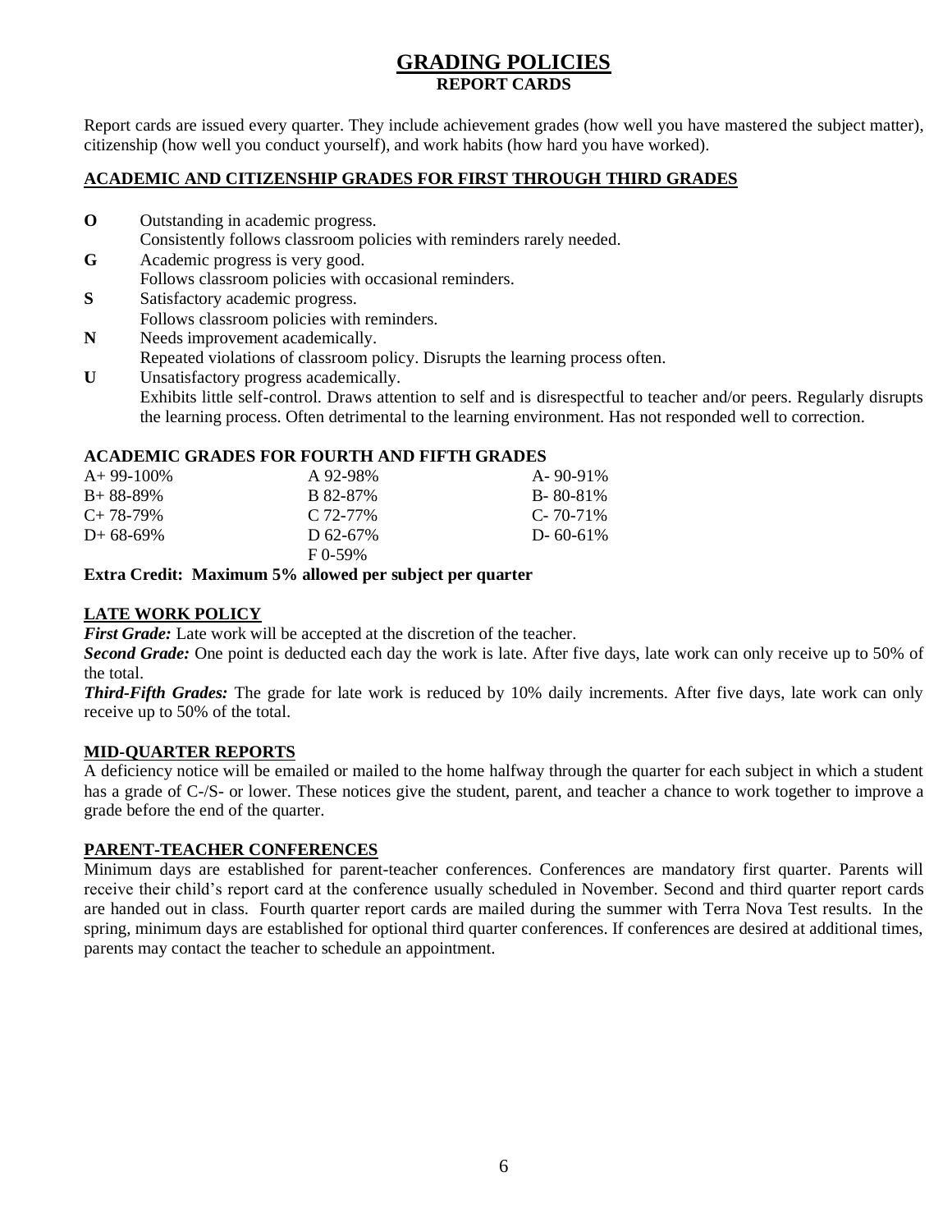# GRADING POLICIES

## REPORT CARDS

Report cards are issued every quarter. They include achievement grades (how well you have mastered the subject matter), citizenship (how well you conduct yourself), and work habits (how hard you have worked).

### ACADEMIC AND CITIZENSHIP GRADES FOR FIRST THROUGH THIRD GRADES

**O** Outstanding in academic progress.
Consistently follows classroom policies with reminders rarely needed.

**G** Academic progress is very good.
Follows classroom policies with occasional reminders.

**S** Satisfactory academic progress.
Follows classroom policies with reminders.

**N** Needs improvement academically.
Repeated violations of classroom policy. Disrupts the learning process often.

**U** Unsatisfactory progress academically.
Exhibits little self-control. Draws attention to self and is disrespectful to teacher and/or peers. Regularly disrupts the learning process. Often detrimental to the learning environment. Has not responded well to correction.

### ACADEMIC GRADES FOR FOURTH AND FIFTH GRADES

| | | |
|---|---|---|
| A+ 99-100% | A 92-98% | A- 90-91% |
| B+ 88-89% | B 82-87% | B- 80-81% |
| C+ 78-79% | C 72-77% | C- 70-71% |
| D+ 68-69% | D 62-67% | D- 60-61% |
| | F 0-59% | |

**Extra Credit: Maximum 5% allowed per subject per quarter**

### LATE WORK POLICY

***First Grade:*** Late work will be accepted at the discretion of the teacher.

***Second Grade:*** One point is deducted each day the work is late. After five days, late work can only receive up to 50% of the total.

***Third-Fifth Grades:*** The grade for late work is reduced by 10% daily increments. After five days, late work can only receive up to 50% of the total.

### MID-QUARTER REPORTS

A deficiency notice will be emailed or mailed to the home halfway through the quarter for each subject in which a student has a grade of C-/S- or lower. These notices give the student, parent, and teacher a chance to work together to improve a grade before the end of the quarter.

### PARENT-TEACHER CONFERENCES

Minimum days are established for parent-teacher conferences. Conferences are mandatory first quarter. Parents will receive their child's report card at the conference usually scheduled in November. Second and third quarter report cards are handed out in class. Fourth quarter report cards are mailed during the summer with Terra Nova Test results. In the spring, minimum days are established for optional third quarter conferences. If conferences are desired at additional times, parents may contact the teacher to schedule an appointment.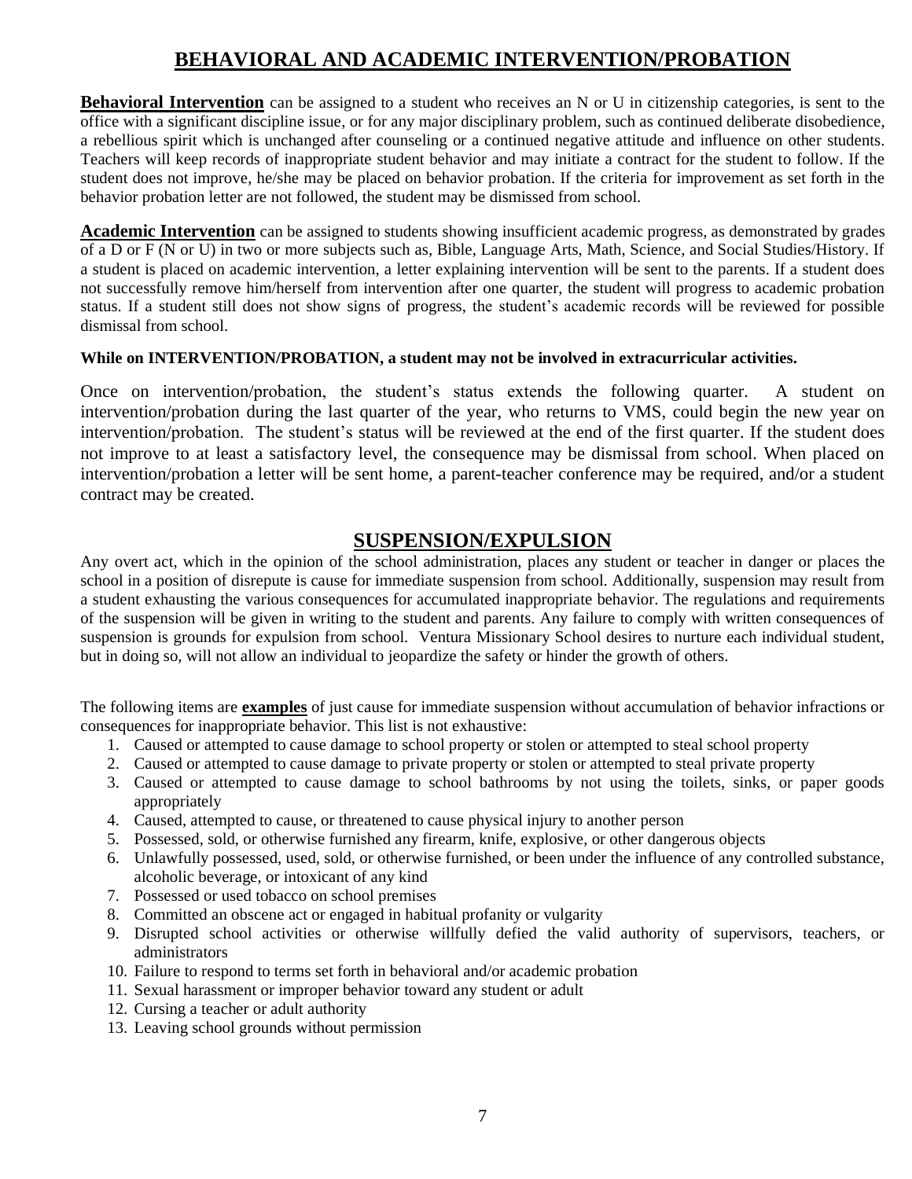## BEHAVIORAL AND ACADEMIC INTERVENTION/PROBATION

**Behavioral Intervention** can be assigned to a student who receives an N or U in citizenship categories, is sent to the office with a significant discipline issue, or for any major disciplinary problem, such as continued deliberate disobedience, a rebellious spirit which is unchanged after counseling or a continued negative attitude and influence on other students. Teachers will keep records of inappropriate student behavior and may initiate a contract for the student to follow. If the student does not improve, he/she may be placed on behavior probation. If the criteria for improvement as set forth in the behavior probation letter are not followed, the student may be dismissed from school.

**Academic Intervention** can be assigned to students showing insufficient academic progress, as demonstrated by grades of a D or F (N or U) in two or more subjects such as, Bible, Language Arts, Math, Science, and Social Studies/History. If a student is placed on academic intervention, a letter explaining intervention will be sent to the parents. If a student does not successfully remove him/herself from intervention after one quarter, the student will progress to academic probation status. If a student still does not show signs of progress, the student's academic records will be reviewed for possible dismissal from school.

**While on INTERVENTION/PROBATION, a student may not be involved in extracurricular activities.**

Once on intervention/probation, the student's status extends the following quarter. A student on intervention/probation during the last quarter of the year, who returns to VMS, could begin the new year on intervention/probation. The student's status will be reviewed at the end of the first quarter. If the student does not improve to at least a satisfactory level, the consequence may be dismissal from school. When placed on intervention/probation a letter will be sent home, a parent-teacher conference may be required, and/or a student contract may be created.

## SUSPENSION/EXPULSION

Any overt act, which in the opinion of the school administration, places any student or teacher in danger or places the school in a position of disrepute is cause for immediate suspension from school. Additionally, suspension may result from a student exhausting the various consequences for accumulated inappropriate behavior. The regulations and requirements of the suspension will be given in writing to the student and parents. Any failure to comply with written consequences of suspension is grounds for expulsion from school. Ventura Missionary School desires to nurture each individual student, but in doing so, will not allow an individual to jeopardize the safety or hinder the growth of others.

The following items are **examples** of just cause for immediate suspension without accumulation of behavior infractions or consequences for inappropriate behavior. This list is not exhaustive:

1. Caused or attempted to cause damage to school property or stolen or attempted to steal school property
2. Caused or attempted to cause damage to private property or stolen or attempted to steal private property
3. Caused or attempted to cause damage to school bathrooms by not using the toilets, sinks, or paper goods appropriately
4. Caused, attempted to cause, or threatened to cause physical injury to another person
5. Possessed, sold, or otherwise furnished any firearm, knife, explosive, or other dangerous objects
6. Unlawfully possessed, used, sold, or otherwise furnished, or been under the influence of any controlled substance, alcoholic beverage, or intoxicant of any kind
7. Possessed or used tobacco on school premises
8. Committed an obscene act or engaged in habitual profanity or vulgarity
9. Disrupted school activities or otherwise willfully defied the valid authority of supervisors, teachers, or administrators
10. Failure to respond to terms set forth in behavioral and/or academic probation
11. Sexual harassment or improper behavior toward any student or adult
12. Cursing a teacher or adult authority
13. Leaving school grounds without permission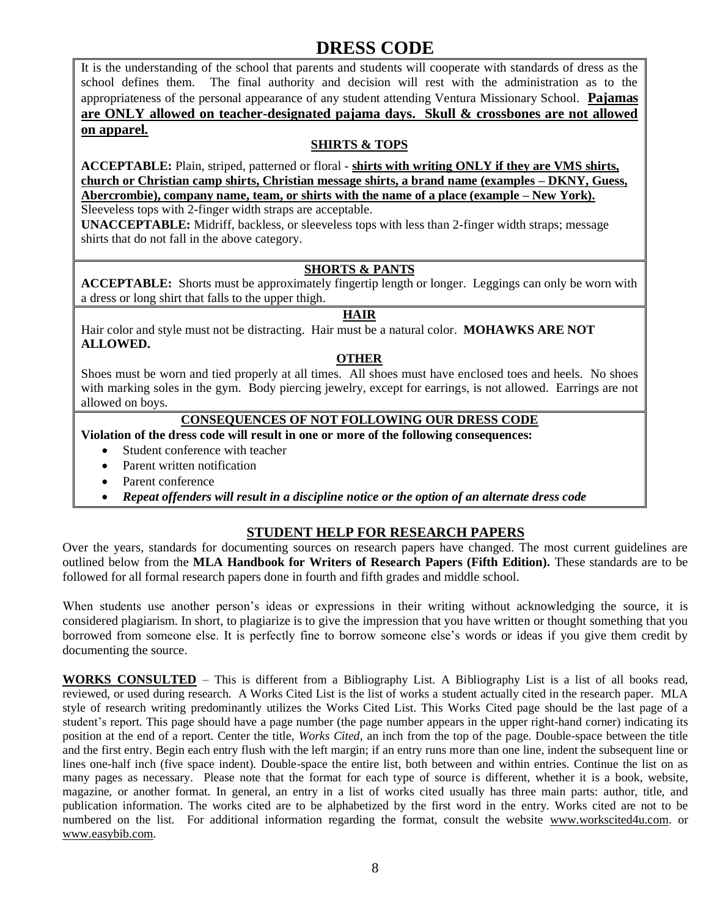# DRESS CODE

It is the understanding of the school that parents and students will cooperate with standards of dress as the school defines them. The final authority and decision will rest with the administration as to the appropriateness of the personal appearance of any student attending Ventura Missionary School. **Pajamas are ONLY allowed on teacher-designated pajama days. Skull & crossbones are not allowed on apparel.**

### SHIRTS & TOPS

**ACCEPTABLE:** Plain, striped, patterned or floral - **shirts with writing ONLY if they are VMS shirts, church or Christian camp shirts, Christian message shirts, a brand name (examples – DKNY, Guess, Abercrombie), company name, team, or shirts with the name of a place (example – New York).** Sleeveless tops with 2-finger width straps are acceptable.

**UNACCEPTABLE:** Midriff, backless, or sleeveless tops with less than 2-finger width straps; message shirts that do not fall in the above category.

### SHORTS & PANTS

**ACCEPTABLE:** Shorts must be approximately fingertip length or longer. Leggings can only be worn with a dress or long shirt that falls to the upper thigh.

### HAIR

Hair color and style must not be distracting. Hair must be a natural color. **MOHAWKS ARE NOT ALLOWED.**

### OTHER

Shoes must be worn and tied properly at all times. All shoes must have enclosed toes and heels. No shoes with marking soles in the gym. Body piercing jewelry, except for earrings, is not allowed. Earrings are not allowed on boys.

### CONSEQUENCES OF NOT FOLLOWING OUR DRESS CODE

**Violation of the dress code will result in one or more of the following consequences:**

- Student conference with teacher
- Parent written notification
- Parent conference
- ***Repeat offenders will result in a discipline notice or the option of an alternate dress code***

## STUDENT HELP FOR RESEARCH PAPERS

Over the years, standards for documenting sources on research papers have changed. The most current guidelines are outlined below from the **MLA Handbook for Writers of Research Papers (Fifth Edition).** These standards are to be followed for all formal research papers done in fourth and fifth grades and middle school.

When students use another person's ideas or expressions in their writing without acknowledging the source, it is considered plagiarism. In short, to plagiarize is to give the impression that you have written or thought something that you borrowed from someone else. It is perfectly fine to borrow someone else's words or ideas if you give them credit by documenting the source.

**WORKS CONSULTED** – This is different from a Bibliography List. A Bibliography List is a list of all books read, reviewed, or used during research. A Works Cited List is the list of works a student actually cited in the research paper. MLA style of research writing predominantly utilizes the Works Cited List. This Works Cited page should be the last page of a student's report. This page should have a page number (the page number appears in the upper right-hand corner) indicating its position at the end of a report. Center the title, *Works Cited*, an inch from the top of the page. Double-space between the title and the first entry. Begin each entry flush with the left margin; if an entry runs more than one line, indent the subsequent line or lines one-half inch (five space indent). Double-space the entire list, both between and within entries. Continue the list on as many pages as necessary. Please note that the format for each type of source is different, whether it is a book, website, magazine, or another format. In general, an entry in a list of works cited usually has three main parts: author, title, and publication information. The works cited are to be alphabetized by the first word in the entry. Works cited are not to be numbered on the list. For additional information regarding the format, consult the website www.workscited4u.com. or www.easybib.com.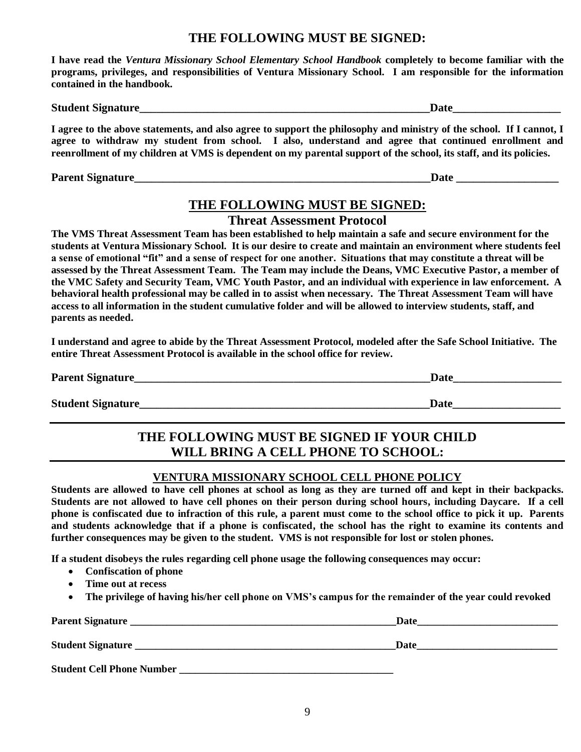## THE FOLLOWING MUST BE SIGNED:

**I have read the *Ventura Missionary School Elementary School Handbook* completely to become familiar with the programs, privileges, and responsibilities of Ventura Missionary School. I am responsible for the information contained in the handbook.**

**Student Signature\_\_\_\_\_\_\_\_\_\_\_\_\_\_\_\_\_\_\_\_\_\_\_\_\_\_\_\_\_\_\_\_\_\_\_\_\_\_\_\_\_\_\_\_\_\_\_\_\_\_\_\_\_\_\_Date\_\_\_\_\_\_\_\_\_\_\_\_\_\_\_\_\_\_\_\_**

**I agree to the above statements, and also agree to support the philosophy and ministry of the school. If I cannot, I agree to withdraw my student from school. I also, understand and agree that continued enrollment and reenrollment of my children at VMS is dependent on my parental support of the school, its staff, and its policies.**

**Parent Signature\_\_\_\_\_\_\_\_\_\_\_\_\_\_\_\_\_\_\_\_\_\_\_\_\_\_\_\_\_\_\_\_\_\_\_\_\_\_\_\_\_\_\_\_\_\_\_\_\_\_\_\_\_\_\_\_Date \_\_\_\_\_\_\_\_\_\_\_\_\_\_\_\_\_\_\_**

## THE FOLLOWING MUST BE SIGNED:

### Threat Assessment Protocol

**The VMS Threat Assessment Team has been established to help maintain a safe and secure environment for the students at Ventura Missionary School. It is our desire to create and maintain an environment where students feel a sense of emotional "fit" and a sense of respect for one another. Situations that may constitute a threat will be assessed by the Threat Assessment Team. The Team may include the Deans, VMC Executive Pastor, a member of the VMC Safety and Security Team, VMC Youth Pastor, and an individual with experience in law enforcement. A behavioral health professional may be called in to assist when necessary. The Threat Assessment Team will have access to all information in the student cumulative folder and will be allowed to interview students, staff, and parents as needed.**

**I understand and agree to abide by the Threat Assessment Protocol, modeled after the Safe School Initiative. The entire Threat Assessment Protocol is available in the school office for review.**

**Parent Signature\_\_\_\_\_\_\_\_\_\_\_\_\_\_\_\_\_\_\_\_\_\_\_\_\_\_\_\_\_\_\_\_\_\_\_\_\_\_\_\_\_\_\_\_\_\_\_\_\_\_\_\_\_\_\_\_Date\_\_\_\_\_\_\_\_\_\_\_\_\_\_\_\_\_\_\_\_**

**Student Signature\_\_\_\_\_\_\_\_\_\_\_\_\_\_\_\_\_\_\_\_\_\_\_\_\_\_\_\_\_\_\_\_\_\_\_\_\_\_\_\_\_\_\_\_\_\_\_\_\_\_\_\_\_\_\_Date\_\_\_\_\_\_\_\_\_\_\_\_\_\_\_\_\_\_\_\_**

## THE FOLLOWING MUST BE SIGNED IF YOUR CHILD WILL BRING A CELL PHONE TO SCHOOL:

### VENTURA MISSIONARY SCHOOL CELL PHONE POLICY

**Students are allowed to have cell phones at school as long as they are turned off and kept in their backpacks. Students are not allowed to have cell phones on their person during school hours, including Daycare. If a cell phone is confiscated due to infraction of this rule, a parent must come to the school office to pick it up. Parents and students acknowledge that if a phone is confiscated, the school has the right to examine its contents and further consequences may be given to the student. VMS is not responsible for lost or stolen phones.**

**If a student disobeys the rules regarding cell phone usage the following consequences may occur:**

- **Confiscation of phone**
- **Time out at recess**
- **The privilege of having his/her cell phone on VMS's campus for the remainder of the year could revoked**

**Parent Signature \_\_\_\_\_\_\_\_\_\_\_\_\_\_\_\_\_\_\_\_\_\_\_\_\_\_\_\_\_\_\_\_\_\_\_\_\_\_\_\_\_\_\_\_\_\_\_\_\_\_\_\_\_Date\_\_\_\_\_\_\_\_\_\_\_\_\_\_\_\_\_\_\_\_\_\_\_\_\_\_\_\_**

**Student Signature \_\_\_\_\_\_\_\_\_\_\_\_\_\_\_\_\_\_\_\_\_\_\_\_\_\_\_\_\_\_\_\_\_\_\_\_\_\_\_\_\_\_\_\_\_\_\_\_\_\_\_\_Date\_\_\_\_\_\_\_\_\_\_\_\_\_\_\_\_\_\_\_\_\_\_\_\_\_\_\_\_**

**Student Cell Phone Number \_\_\_\_\_\_\_\_\_\_\_\_\_\_\_\_\_\_\_\_\_\_\_\_\_\_\_\_\_\_\_\_\_\_\_\_\_\_\_\_\_\_\_**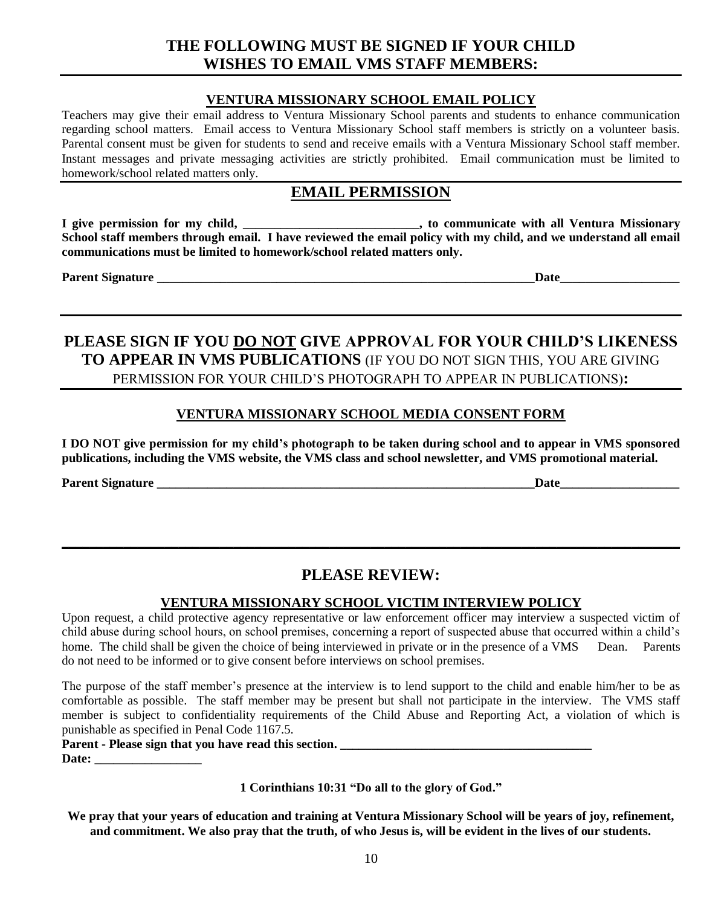## THE FOLLOWING MUST BE SIGNED IF YOUR CHILD WISHES TO EMAIL VMS STAFF MEMBERS:

### VENTURA MISSIONARY SCHOOL EMAIL POLICY

Teachers may give their email address to Ventura Missionary School parents and students to enhance communication regarding school matters. Email access to Ventura Missionary School staff members is strictly on a volunteer basis. Parental consent must be given for students to send and receive emails with a Ventura Missionary School staff member. Instant messages and private messaging activities are strictly prohibited. Email communication must be limited to homework/school related matters only.

## EMAIL PERMISSION

**I give permission for my child, \_\_\_\_\_\_\_\_\_\_\_\_\_\_\_\_\_\_\_\_\_\_\_\_\_\_\_\_, to communicate with all Ventura Missionary School staff members through email. I have reviewed the email policy with my child, and we understand all email communications must be limited to homework/school related matters only.**

**Parent Signature \_\_\_\_\_\_\_\_\_\_\_\_\_\_\_\_\_\_\_\_\_\_\_\_\_\_\_\_\_\_\_\_\_\_\_\_\_\_\_\_\_\_\_\_\_\_\_\_\_\_\_\_\_\_\_\_\_\_\_\_\_\_Date\_\_\_\_\_\_\_\_\_\_\_\_\_\_\_\_\_\_\_**

## PLEASE SIGN IF YOU DO NOT GIVE APPROVAL FOR YOUR CHILD'S LIKENESS TO APPEAR IN VMS PUBLICATIONS (IF YOU DO NOT SIGN THIS, YOU ARE GIVING PERMISSION FOR YOUR CHILD'S PHOTOGRAPH TO APPEAR IN PUBLICATIONS):

### VENTURA MISSIONARY SCHOOL MEDIA CONSENT FORM

**I DO NOT give permission for my child's photograph to be taken during school and to appear in VMS sponsored publications, including the VMS website, the VMS class and school newsletter, and VMS promotional material.**

**Parent Signature \_\_\_\_\_\_\_\_\_\_\_\_\_\_\_\_\_\_\_\_\_\_\_\_\_\_\_\_\_\_\_\_\_\_\_\_\_\_\_\_\_\_\_\_\_\_\_\_\_\_\_\_\_\_\_\_\_\_\_\_\_\_Date\_\_\_\_\_\_\_\_\_\_\_\_\_\_\_\_\_\_\_**

## PLEASE REVIEW:

### VENTURA MISSIONARY SCHOOL VICTIM INTERVIEW POLICY

Upon request, a child protective agency representative or law enforcement officer may interview a suspected victim of child abuse during school hours, on school premises, concerning a report of suspected abuse that occurred within a child's home. The child shall be given the choice of being interviewed in private or in the presence of a VMS Dean. Parents do not need to be informed or to give consent before interviews on school premises.

The purpose of the staff member's presence at the interview is to lend support to the child and enable him/her to be as comfortable as possible. The staff member may be present but shall not participate in the interview. The VMS staff member is subject to confidentiality requirements of the Child Abuse and Reporting Act, a violation of which is punishable as specified in Penal Code 1167.5.

**Parent - Please sign that you have read this section. \_\_\_\_\_\_\_\_\_\_\_\_\_\_\_\_\_\_\_\_\_\_\_\_\_\_\_\_\_\_\_\_\_\_\_\_\_\_\_\_**
**Date: \_\_\_\_\_\_\_\_\_\_\_\_\_\_\_\_\_**

**1 Corinthians 10:31 "Do all to the glory of God."**

**We pray that your years of education and training at Ventura Missionary School will be years of joy, refinement, and commitment. We also pray that the truth, of who Jesus is, will be evident in the lives of our students.**